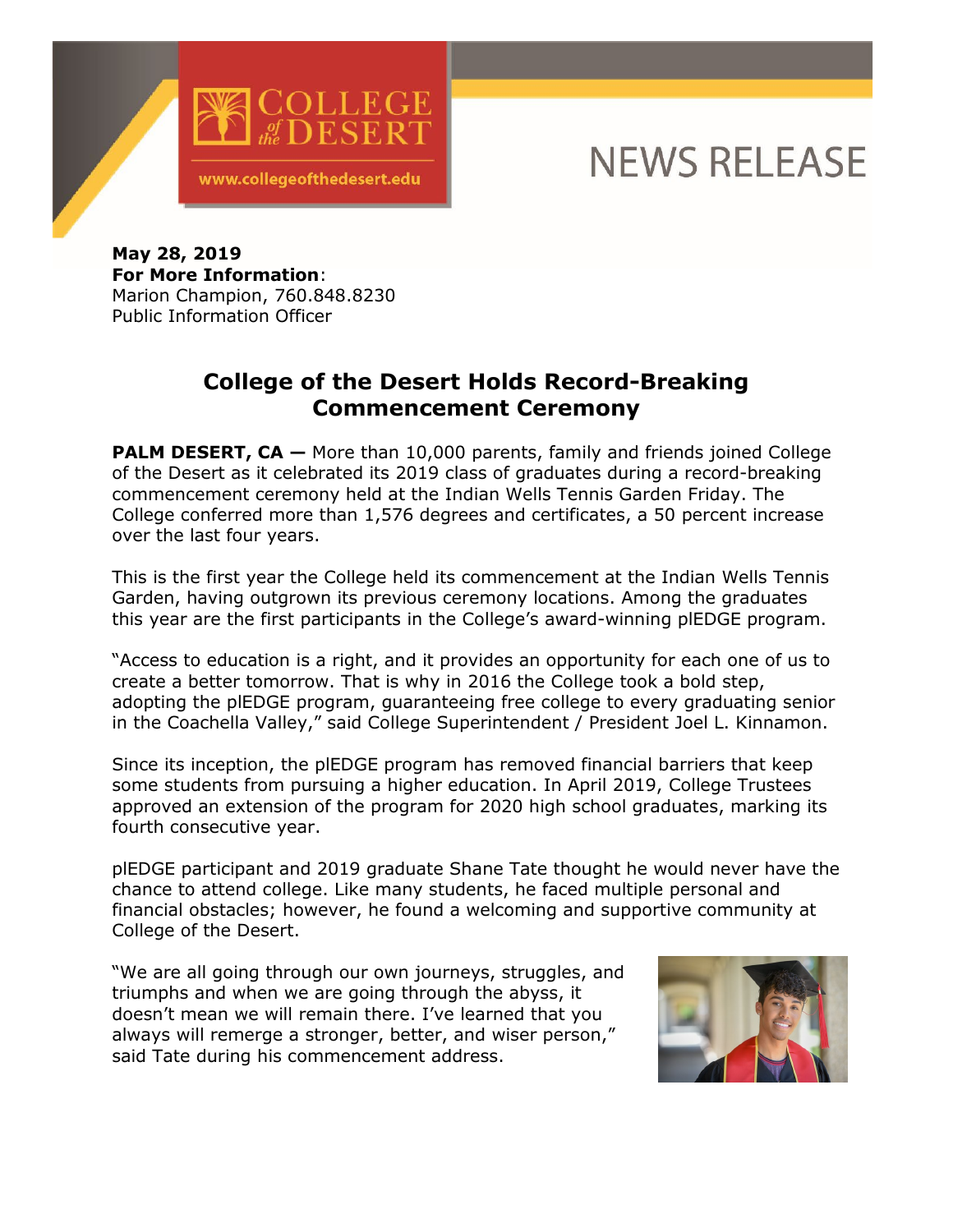COLLEGE of the DESERT

www.collegeofthedesert.edu

NEWS RELEASE

**May 28, 2019**
**For More Information**:
Marion Champion, 760.848.8230
Public Information Officer

# College of the Desert Holds Record-Breaking Commencement Ceremony

**PALM DESERT, CA —** More than 10,000 parents, family and friends joined College of the Desert as it celebrated its 2019 class of graduates during a record-breaking commencement ceremony held at the Indian Wells Tennis Garden Friday. The College conferred more than 1,576 degrees and certificates, a 50 percent increase over the last four years.

This is the first year the College held its commencement at the Indian Wells Tennis Garden, having outgrown its previous ceremony locations. Among the graduates this year are the first participants in the College's award-winning plEDGE program.

"Access to education is a right, and it provides an opportunity for each one of us to create a better tomorrow. That is why in 2016 the College took a bold step, adopting the plEDGE program, guaranteeing free college to every graduating senior in the Coachella Valley," said College Superintendent / President Joel L. Kinnamon.

Since its inception, the plEDGE program has removed financial barriers that keep some students from pursuing a higher education. In April 2019, College Trustees approved an extension of the program for 2020 high school graduates, marking its fourth consecutive year.

plEDGE participant and 2019 graduate Shane Tate thought he would never have the chance to attend college. Like many students, he faced multiple personal and financial obstacles; however, he found a welcoming and supportive community at College of the Desert.

"We are all going through our own journeys, struggles, and triumphs and when we are going through the abyss, it doesn't mean we will remain there. I've learned that you always will remerge a stronger, better, and wiser person," said Tate during his commencement address.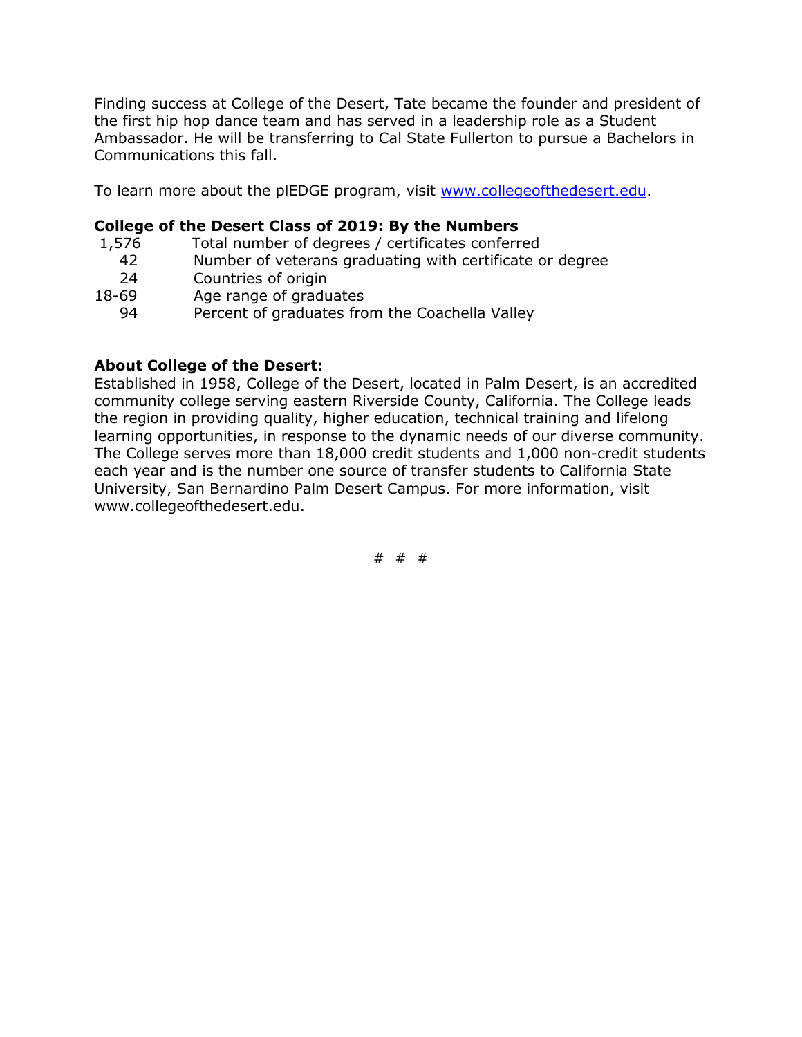Finding success at College of the Desert, Tate became the founder and president of the first hip hop dance team and has served in a leadership role as a Student Ambassador. He will be transferring to Cal State Fullerton to pursue a Bachelors in Communications this fall.

To learn more about the plEDGE program, visit [www.collegeofthedesert.edu](www.collegeofthedesert.edu).

**College of the Desert Class of 2019: By the Numbers**

| | |
|---|---|
| 1,576 | Total number of degrees / certificates conferred |
| 42 | Number of veterans graduating with certificate or degree |
| 24 | Countries of origin |
| 18-69 | Age range of graduates |
| 94 | Percent of graduates from the Coachella Valley |

**About College of the Desert:**

Established in 1958, College of the Desert, located in Palm Desert, is an accredited community college serving eastern Riverside County, California. The College leads the region in providing quality, higher education, technical training and lifelong learning opportunities, in response to the dynamic needs of our diverse community. The College serves more than 18,000 credit students and 1,000 non-credit students each year and is the number one source of transfer students to California State University, San Bernardino Palm Desert Campus. For more information, visit www.collegeofthedesert.edu.

# # #